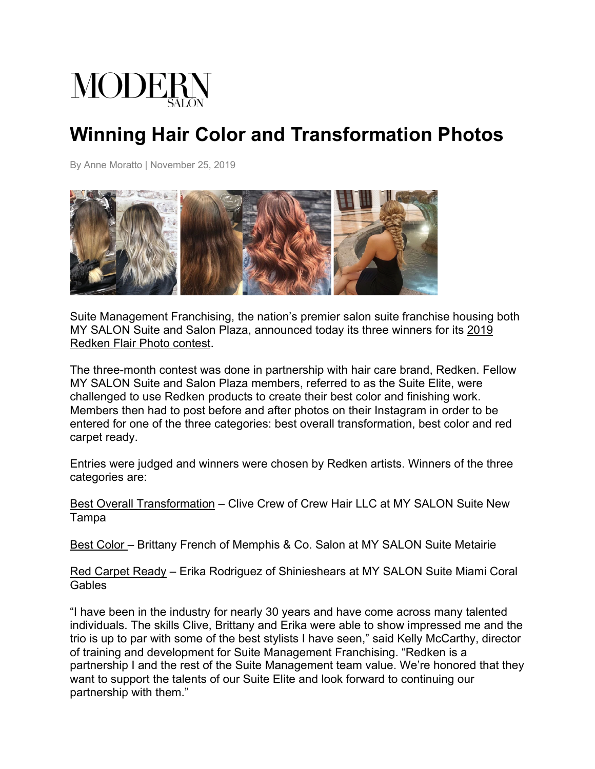MODERN
SALON

# Winning Hair Color and Transformation Photos

By Anne Moratto | November 25, 2019

Suite Management Franchising, the nation's premier salon suite franchise housing both MY SALON Suite and Salon Plaza, announced today its three winners for its 2019 Redken Flair Photo contest.

The three-month contest was done in partnership with hair care brand, Redken. Fellow MY SALON Suite and Salon Plaza members, referred to as the Suite Elite, were challenged to use Redken products to create their best color and finishing work. Members then had to post before and after photos on their Instagram in order to be entered for one of the three categories: best overall transformation, best color and red carpet ready.

Entries were judged and winners were chosen by Redken artists. Winners of the three categories are:

Best Overall Transformation – Clive Crew of Crew Hair LLC at MY SALON Suite New Tampa

Best Color – Brittany French of Memphis & Co. Salon at MY SALON Suite Metairie

Red Carpet Ready – Erika Rodriguez of Shinieshears at MY SALON Suite Miami Coral Gables

"I have been in the industry for nearly 30 years and have come across many talented individuals. The skills Clive, Brittany and Erika were able to show impressed me and the trio is up to par with some of the best stylists I have seen," said Kelly McCarthy, director of training and development for Suite Management Franchising. "Redken is a partnership I and the rest of the Suite Management team value. We're honored that they want to support the talents of our Suite Elite and look forward to continuing our partnership with them."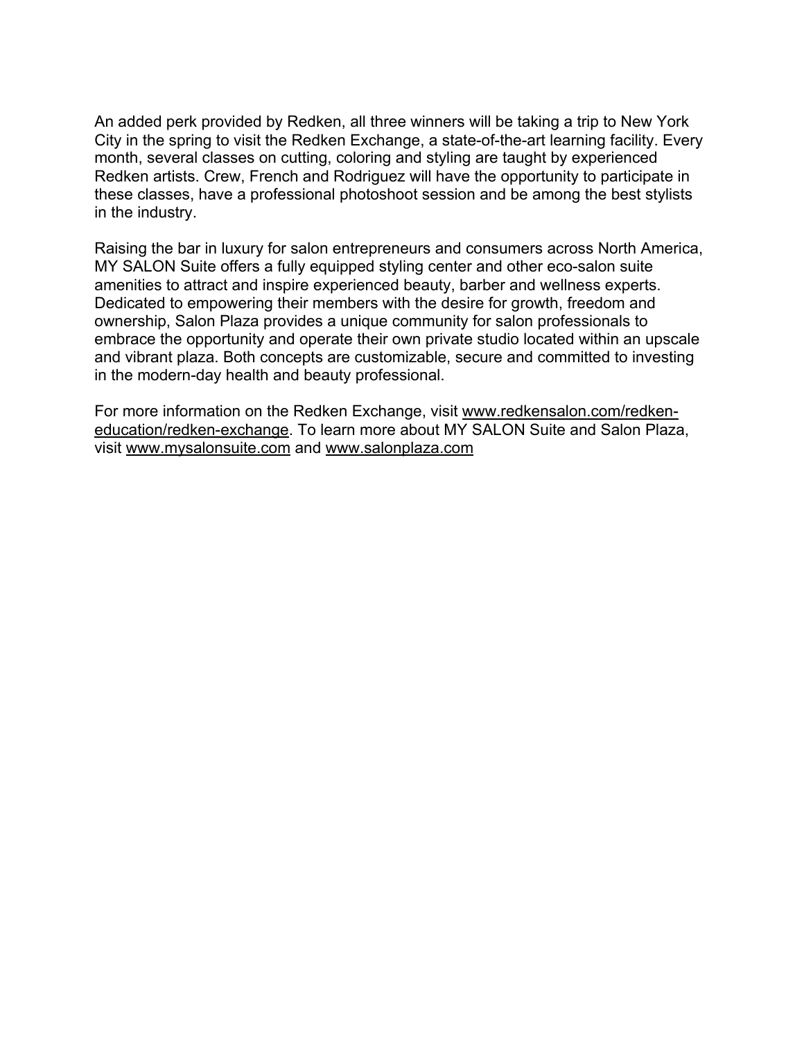An added perk provided by Redken, all three winners will be taking a trip to New York City in the spring to visit the Redken Exchange, a state-of-the-art learning facility. Every month, several classes on cutting, coloring and styling are taught by experienced Redken artists. Crew, French and Rodriguez will have the opportunity to participate in these classes, have a professional photoshoot session and be among the best stylists in the industry.

Raising the bar in luxury for salon entrepreneurs and consumers across North America, MY SALON Suite offers a fully equipped styling center and other eco-salon suite amenities to attract and inspire experienced beauty, barber and wellness experts. Dedicated to empowering their members with the desire for growth, freedom and ownership, Salon Plaza provides a unique community for salon professionals to embrace the opportunity and operate their own private studio located within an upscale and vibrant plaza. Both concepts are customizable, secure and committed to investing in the modern-day health and beauty professional.

For more information on the Redken Exchange, visit www.redkensalon.com/redken-education/redken-exchange. To learn more about MY SALON Suite and Salon Plaza, visit www.mysalonsuite.com and www.salonplaza.com